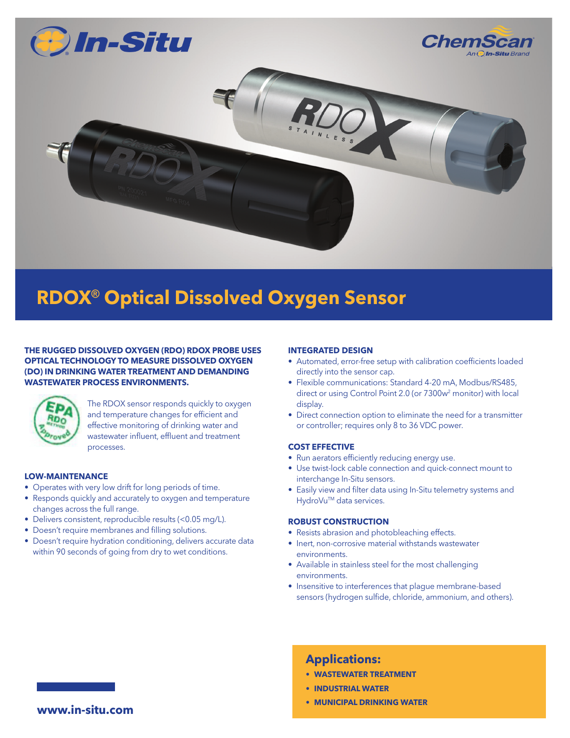# RDOX® Optical Dissolved Oxygen Sensor

**THE RUGGED DISSOLVED OXYGEN (RDO) RDOX PROBE USES OPTICAL TECHNOLOGY TO MEASURE DISSOLVED OXYGEN (DO) IN DRINKING WATER TREATMENT AND DEMANDING WASTEWATER PROCESS ENVIRONMENTS.**

The RDOX sensor responds quickly to oxygen and temperature changes for efficient and effective monitoring of drinking water and wastewater influent, effluent and treatment processes.

### LOW-MAINTENANCE

- Operates with very low drift for long periods of time.
- Responds quickly and accurately to oxygen and temperature changes across the full range.
- Delivers consistent, reproducible results (<0.05 mg/L).
- Doesn't require membranes and filling solutions.
- Doesn't require hydration conditioning, delivers accurate data within 90 seconds of going from dry to wet conditions.

### INTEGRATED DESIGN

- Automated, error-free setup with calibration coefficients loaded directly into the sensor cap.
- Flexible communications: Standard 4-20 mA, Modbus/RS485, direct or using Control Point 2.0 (or 7300w² monitor) with local display.
- Direct connection option to eliminate the need for a transmitter or controller; requires only 8 to 36 VDC power.

### COST EFFECTIVE

- Run aerators efficiently reducing energy use.
- Use twist-lock cable connection and quick-connect mount to interchange In-Situ sensors.
- Easily view and filter data using In-Situ telemetry systems and HydroVu™ data services.

### ROBUST CONSTRUCTION

- Resists abrasion and photobleaching effects.
- Inert, non-corrosive material withstands wastewater environments.
- Available in stainless steel for the most challenging environments.
- Insensitive to interferences that plague membrane-based sensors (hydrogen sulfide, chloride, ammonium, and others).

## Applications:

- **WASTEWATER TREATMENT**
- **INDUSTRIAL WATER**
- **MUNICIPAL DRINKING WATER**

**www.in-situ.com**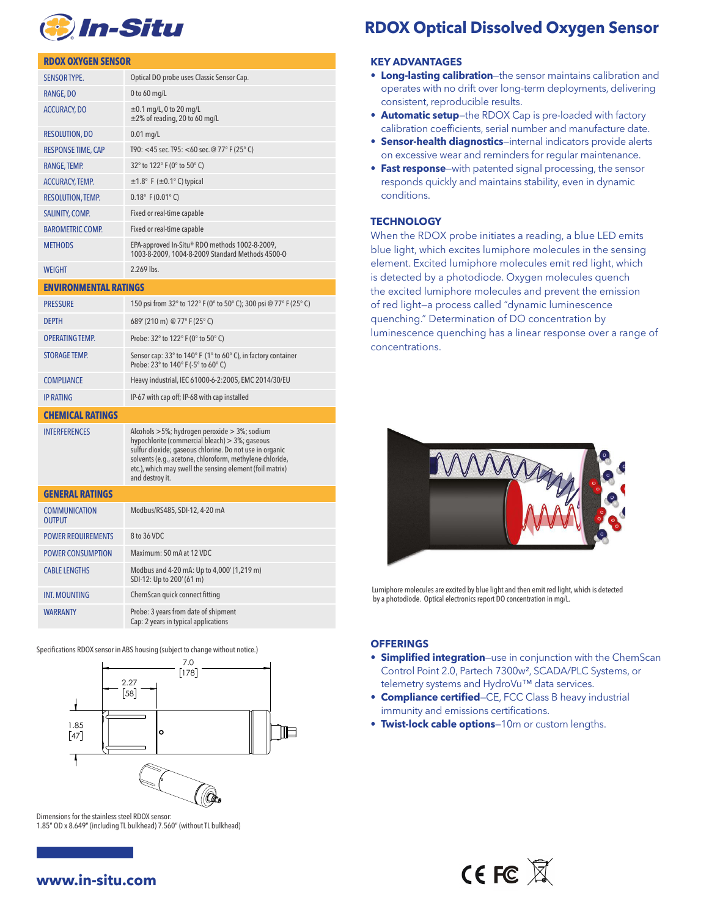# RDOX Optical Dissolved Oxygen Sensor

| RDOX OXYGEN SENSOR | |
|---|---|
| SENSOR TYPE. | Optical DO probe uses Classic Sensor Cap. |
| RANGE, DO | 0 to 60 mg/L |
| ACCURACY, DO | ±0.1 mg/L, 0 to 20 mg/L<br>±2% of reading, 20 to 60 mg/L |
| RESOLUTION, DO | 0.01 mg/L |
| RESPONSE TIME, CAP | T90: <45 sec. T95: <60 sec. @ 77° F (25° C) |
| RANGE, TEMP. | 32° to 122° F (0° to 50° C) |
| ACCURACY, TEMP. | ±1.8° F (±0.1° C) typical |
| RESOLUTION, TEMP. | 0.18° F (0.01° C) |
| SALINITY, COMP. | Fixed or real-time capable |
| BAROMETRIC COMP. | Fixed or real-time capable |
| METHODS | EPA-approved In-Situ® RDO methods 1002-8-2009, 1003-8-2009, 1004-8-2009 Standard Methods 4500-O |
| WEIGHT | 2.269 lbs. |
| **ENVIRONMENTAL RATINGS** | |
| PRESSURE | 150 psi from 32° to 122° F (0° to 50° C); 300 psi @ 77° F (25° C) |
| DEPTH | 689' (210 m) @ 77° F (25° C) |
| OPERATING TEMP. | Probe: 32° to 122° F (0° to 50° C) |
| STORAGE TEMP. | Sensor cap: 33° to 140° F (1° to 60° C), in factory container<br>Probe: 23° to 140° F (-5° to 60° C) |
| COMPLIANCE | Heavy industrial, IEC 61000-6-2:2005, EMC 2014/30/EU |
| IP RATING | IP-67 with cap off; IP-68 with cap installed |
| **CHEMICAL RATINGS** | |
| INTERFERENCES | Alcohols >5%; hydrogen peroxide > 3%; sodium hypochlorite (commercial bleach) > 3%; gaseous sulfur dioxide; gaseous chlorine. Do not use in organic solvents (e.g., acetone, chloroform, methylene chloride, etc.), which may swell the sensing element (foil matrix) and destroy it. |
| **GENERAL RATINGS** | |
| COMMUNICATION OUTPUT | Modbus/RS485, SDI-12, 4-20 mA |
| POWER REQUIREMENTS | 8 to 36 VDC |
| POWER CONSUMPTION | Maximum: 50 mA at 12 VDC |
| CABLE LENGTHS | Modbus and 4-20 mA: Up to 4,000' (1,219 m)<br>SDI-12: Up to 200' (61 m) |
| INT. MOUNTING | ChemScan quick connect fitting |
| WARRANTY | Probe: 3 years from date of shipment<br>Cap: 2 years in typical applications |

Specifications RDOX sensor in ABS housing (subject to change without notice.)

7.0
[178]
2.27
[58]
1.85
[47]

Dimensions for the stainless steel RDOX sensor:
1.85" OD x 8.649" (including TL bulkhead) 7.560" (without TL bulkhead)

## KEY ADVANTAGES

- **Long-lasting calibration**–the sensor maintains calibration and operates with no drift over long-term deployments, delivering consistent, reproducible results.
- **Automatic setup**–the RDOX Cap is pre-loaded with factory calibration coefficients, serial number and manufacture date.
- **Sensor-health diagnostics**–internal indicators provide alerts on excessive wear and reminders for regular maintenance.
- **Fast response**–with patented signal processing, the sensor responds quickly and maintains stability, even in dynamic conditions.

## TECHNOLOGY

When the RDOX probe initiates a reading, a blue LED emits blue light, which excites lumiphore molecules in the sensing element. Excited lumiphore molecules emit red light, which is detected by a photodiode. Oxygen molecules quench the excited lumiphore molecules and prevent the emission of red light–a process called "dynamic luminescence quenching." Determination of DO concentration by luminescence quenching has a linear response over a range of concentrations.

Lumiphore molecules are excited by blue light and then emit red light, which is detected by a photodiode. Optical electronics report DO concentration in mg/L.

## OFFERINGS

- **Simplified integration**–use in conjunction with the ChemScan Control Point 2.0, Partech 7300w², SCADA/PLC Systems, or telemetry systems and HydroVu™ data services.
- **Compliance certified**–CE, FCC Class B heavy industrial immunity and emissions certifications.
- **Twist-lock cable options**–10m or custom lengths.

www.in-situ.com